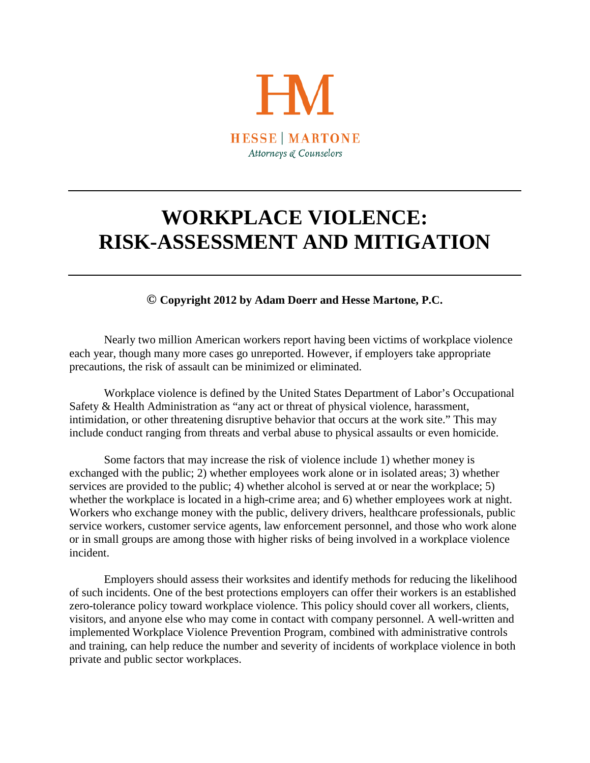HM

HESSE | MARTONE
*Attorneys & Counselors*

# WORKPLACE VIOLENCE: RISK-ASSESSMENT AND MITIGATION

**© Copyright 2012 by Adam Doerr and Hesse Martone, P.C.**

Nearly two million American workers report having been victims of workplace violence each year, though many more cases go unreported. However, if employers take appropriate precautions, the risk of assault can be minimized or eliminated.

Workplace violence is defined by the United States Department of Labor's Occupational Safety & Health Administration as "any act or threat of physical violence, harassment, intimidation, or other threatening disruptive behavior that occurs at the work site." This may include conduct ranging from threats and verbal abuse to physical assaults or even homicide.

Some factors that may increase the risk of violence include 1) whether money is exchanged with the public; 2) whether employees work alone or in isolated areas; 3) whether services are provided to the public; 4) whether alcohol is served at or near the workplace; 5) whether the workplace is located in a high-crime area; and 6) whether employees work at night. Workers who exchange money with the public, delivery drivers, healthcare professionals, public service workers, customer service agents, law enforcement personnel, and those who work alone or in small groups are among those with higher risks of being involved in a workplace violence incident.

Employers should assess their worksites and identify methods for reducing the likelihood of such incidents. One of the best protections employers can offer their workers is an established zero-tolerance policy toward workplace violence. This policy should cover all workers, clients, visitors, and anyone else who may come in contact with company personnel. A well-written and implemented Workplace Violence Prevention Program, combined with administrative controls and training, can help reduce the number and severity of incidents of workplace violence in both private and public sector workplaces.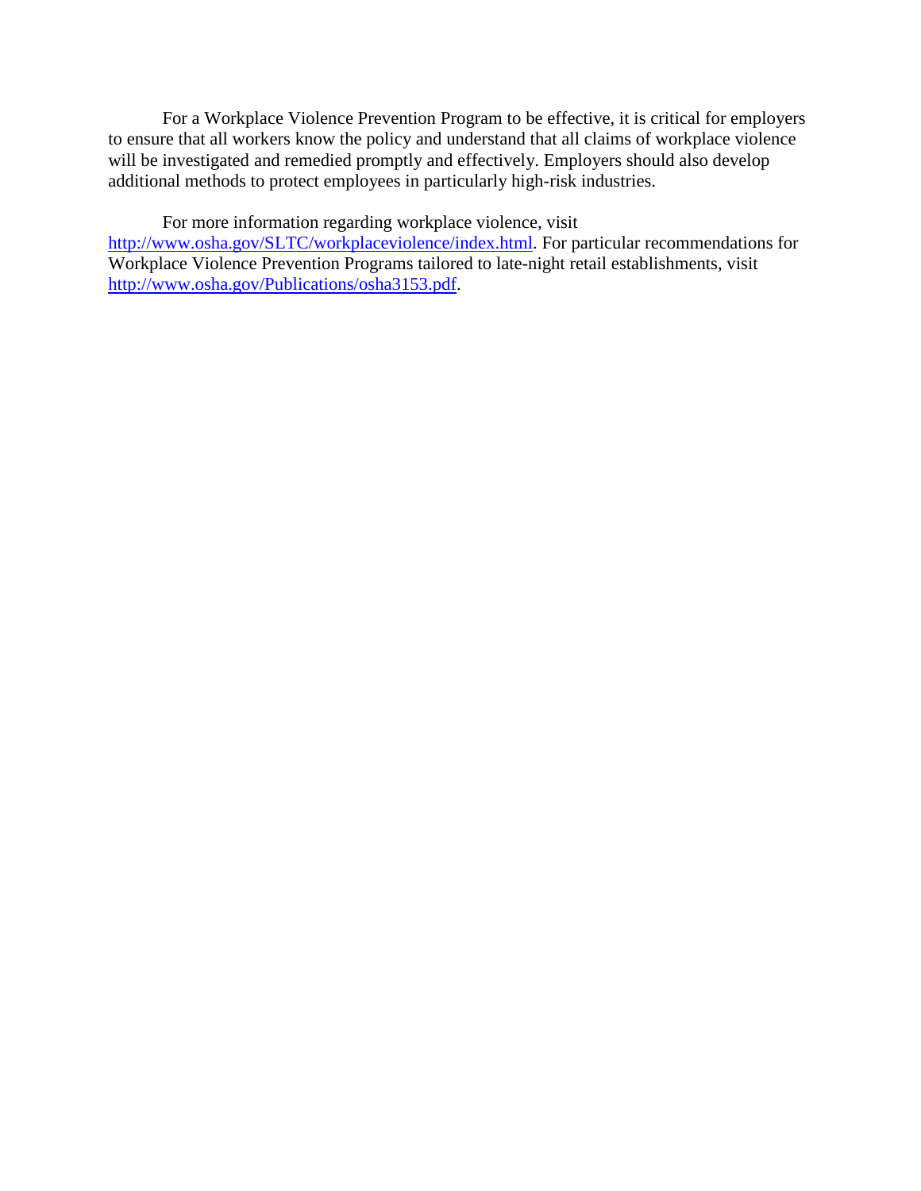For a Workplace Violence Prevention Program to be effective, it is critical for employers to ensure that all workers know the policy and understand that all claims of workplace violence will be investigated and remedied promptly and effectively. Employers should also develop additional methods to protect employees in particularly high-risk industries.

For more information regarding workplace violence, visit [http://www.osha.gov/SLTC/workplaceviolence/index.html](http://www.osha.gov/SLTC/workplaceviolence/index.html). For particular recommendations for Workplace Violence Prevention Programs tailored to late-night retail establishments, visit [http://www.osha.gov/Publications/osha3153.pdf](http://www.osha.gov/Publications/osha3153.pdf).